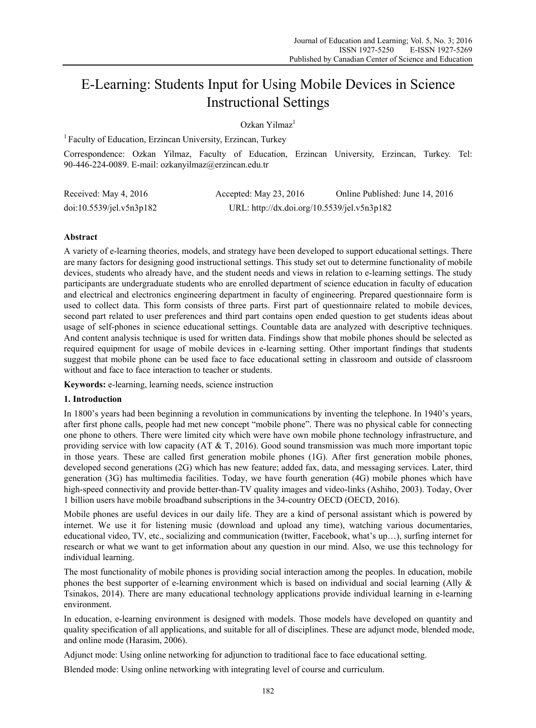# E-Learning: Students Input for Using Mobile Devices in Science Instructional Settings

Ozkan Yilmaz[1]

[1] Faculty of Education, Erzincan University, Erzincan, Turkey

Correspondence: Ozkan Yilmaz, Faculty of Education, Erzincan University, Erzincan, Turkey. Tel: 90-446-224-0089. E-mail: ozkanyilmaz@erzincan.edu.tr

Received: May 4, 2016 Accepted: May 23, 2016 Online Published: June 14, 2016

doi:10.5539/jel.v5n3p182 URL: http://dx.doi.org/10.5539/jel.v5n3p182

## Abstract

A variety of e-learning theories, models, and strategy have been developed to support educational settings. There are many factors for designing good instructional settings. This study set out to determine functionality of mobile devices, students who already have, and the student needs and views in relation to e-learning settings. The study participants are undergraduate students who are enrolled department of science education in faculty of education and electrical and electronics engineering department in faculty of engineering. Prepared questionnaire form is used to collect data. This form consists of three parts. First part of questionnaire related to mobile devices, second part related to user preferences and third part contains open ended question to get students ideas about usage of self-phones in science educational settings. Countable data are analyzed with descriptive techniques. And content analysis technique is used for written data. Findings show that mobile phones should be selected as required equipment for usage of mobile devices in e-learning setting. Other important findings that students suggest that mobile phone can be used face to face educational setting in classroom and outside of classroom without and face to face interaction to teacher or students.

**Keywords:** e-learning, learning needs, science instruction

## 1. Introduction

In 1800's years had been beginning a revolution in communications by inventing the telephone. In 1940's years, after first phone calls, people had met new concept "mobile phone". There was no physical cable for connecting one phone to others. There were limited city which were have own mobile phone technology infrastructure, and providing service with low capacity (AT & T, 2016). Good sound transmission was much more important topic in those years. These are called first generation mobile phones (1G). After first generation mobile phones, developed second generations (2G) which has new feature; added fax, data, and messaging services. Later, third generation (3G) has multimedia facilities. Today, we have fourth generation (4G) mobile phones which have high-speed connectivity and provide better-than-TV quality images and video-links (Ashiho, 2003). Today, Over 1 billion users have mobile broadband subscriptions in the 34-country OECD (OECD, 2016).

Mobile phones are useful devices in our daily life. They are a kind of personal assistant which is powered by internet. We use it for listening music (download and upload any time), watching various documentaries, educational video, TV, etc., socializing and communication (twitter, Facebook, what's up…), surfing internet for research or what we want to get information about any question in our mind. Also, we use this technology for individual learning.

The most functionality of mobile phones is providing social interaction among the peoples. In education, mobile phones the best supporter of e-learning environment which is based on individual and social learning (Ally & Tsinakos, 2014). There are many educational technology applications provide individual learning in e-learning environment.

In education, e-learning environment is designed with models. Those models have developed on quantity and quality specification of all applications, and suitable for all of disciplines. These are adjunct mode, blended mode, and online mode (Harasim, 2006).

Adjunct mode: Using online networking for adjunction to traditional face to face educational setting.

Blended mode: Using online networking with integrating level of course and curriculum.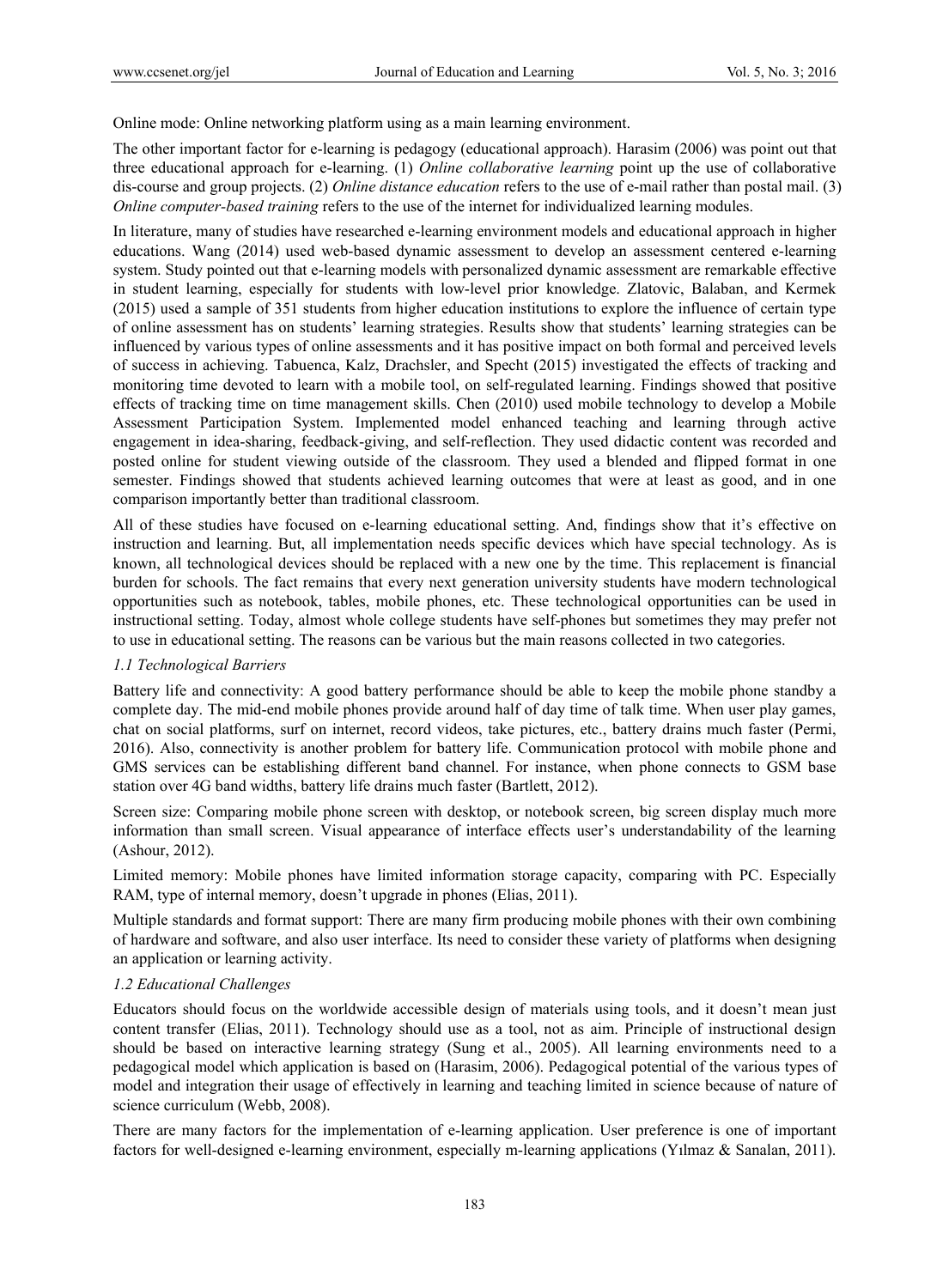Online mode: Online networking platform using as a main learning environment.

The other important factor for e-learning is pedagogy (educational approach). Harasim (2006) was point out that three educational approach for e-learning. (1) *Online collaborative learning* point up the use of collaborative dis-course and group projects. (2) *Online distance education* refers to the use of e-mail rather than postal mail. (3) *Online computer-based training* refers to the use of the internet for individualized learning modules.

In literature, many of studies have researched e-learning environment models and educational approach in higher educations. Wang (2014) used web-based dynamic assessment to develop an assessment centered e-learning system. Study pointed out that e-learning models with personalized dynamic assessment are remarkable effective in student learning, especially for students with low-level prior knowledge. Zlatovic, Balaban, and Kermek (2015) used a sample of 351 students from higher education institutions to explore the influence of certain type of online assessment has on students' learning strategies. Results show that students' learning strategies can be influenced by various types of online assessments and it has positive impact on both formal and perceived levels of success in achieving. Tabuenca, Kalz, Drachsler, and Specht (2015) investigated the effects of tracking and monitoring time devoted to learn with a mobile tool, on self-regulated learning. Findings showed that positive effects of tracking time on time management skills. Chen (2010) used mobile technology to develop a Mobile Assessment Participation System. Implemented model enhanced teaching and learning through active engagement in idea-sharing, feedback-giving, and self-reflection. They used didactic content was recorded and posted online for student viewing outside of the classroom. They used a blended and flipped format in one semester. Findings showed that students achieved learning outcomes that were at least as good, and in one comparison importantly better than traditional classroom.

All of these studies have focused on e-learning educational setting. And, findings show that it's effective on instruction and learning. But, all implementation needs specific devices which have special technology. As is known, all technological devices should be replaced with a new one by the time. This replacement is financial burden for schools. The fact remains that every next generation university students have modern technological opportunities such as notebook, tables, mobile phones, etc. These technological opportunities can be used in instructional setting. Today, almost whole college students have self-phones but sometimes they may prefer not to use in educational setting. The reasons can be various but the main reasons collected in two categories.

### *1.1 Technological Barriers*

Battery life and connectivity: A good battery performance should be able to keep the mobile phone standby a complete day. The mid-end mobile phones provide around half of day time of talk time. When user play games, chat on social platforms, surf on internet, record videos, take pictures, etc., battery drains much faster (Permi, 2016). Also, connectivity is another problem for battery life. Communication protocol with mobile phone and GMS services can be establishing different band channel. For instance, when phone connects to GSM base station over 4G band widths, battery life drains much faster (Bartlett, 2012).

Screen size: Comparing mobile phone screen with desktop, or notebook screen, big screen display much more information than small screen. Visual appearance of interface effects user's understandability of the learning (Ashour, 2012).

Limited memory: Mobile phones have limited information storage capacity, comparing with PC. Especially RAM, type of internal memory, doesn't upgrade in phones (Elias, 2011).

Multiple standards and format support: There are many firm producing mobile phones with their own combining of hardware and software, and also user interface. Its need to consider these variety of platforms when designing an application or learning activity.

### *1.2 Educational Challenges*

Educators should focus on the worldwide accessible design of materials using tools, and it doesn't mean just content transfer (Elias, 2011). Technology should use as a tool, not as aim. Principle of instructional design should be based on interactive learning strategy (Sung et al., 2005). All learning environments need to a pedagogical model which application is based on (Harasim, 2006). Pedagogical potential of the various types of model and integration their usage of effectively in learning and teaching limited in science because of nature of science curriculum (Webb, 2008).

There are many factors for the implementation of e-learning application. User preference is one of important factors for well-designed e-learning environment, especially m-learning applications (Yılmaz & Sanalan, 2011).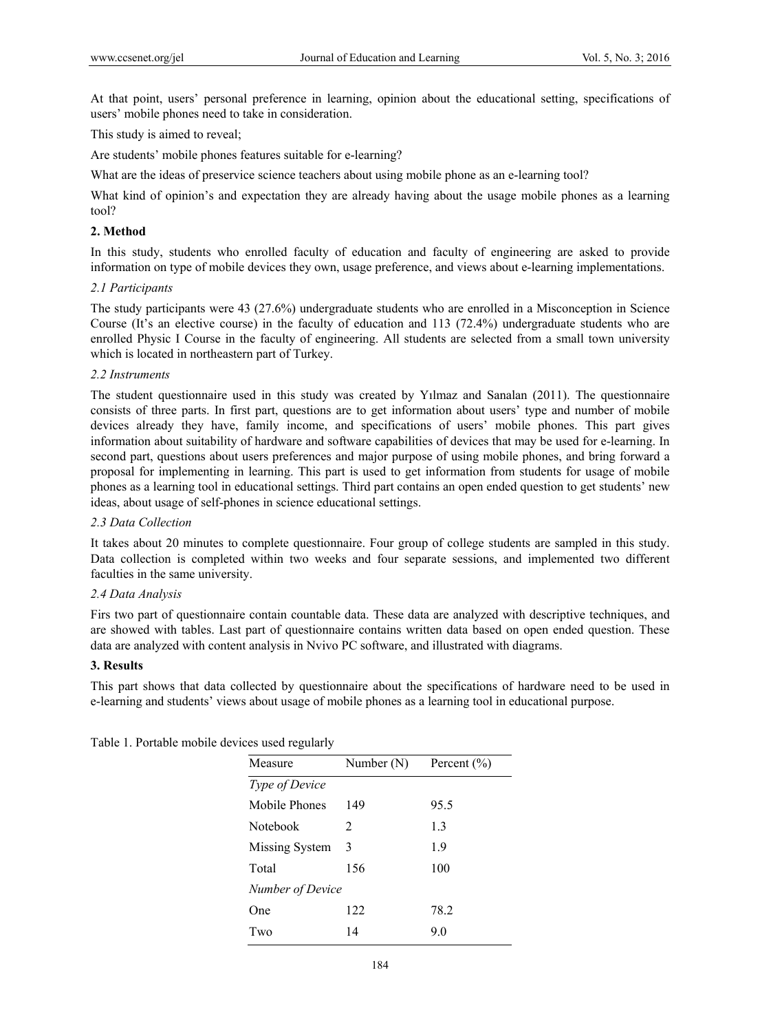At that point, users' personal preference in learning, opinion about the educational setting, specifications of users' mobile phones need to take in consideration.

This study is aimed to reveal;

Are students' mobile phones features suitable for e-learning?

What are the ideas of preservice science teachers about using mobile phone as an e-learning tool?

What kind of opinion's and expectation they are already having about the usage mobile phones as a learning tool?

## 2. Method

In this study, students who enrolled faculty of education and faculty of engineering are asked to provide information on type of mobile devices they own, usage preference, and views about e-learning implementations.

### *2.1 Participants*

The study participants were 43 (27.6%) undergraduate students who are enrolled in a Misconception in Science Course (It's an elective course) in the faculty of education and 113 (72.4%) undergraduate students who are enrolled Physic I Course in the faculty of engineering. All students are selected from a small town university which is located in northeastern part of Turkey.

### *2.2 Instruments*

The student questionnaire used in this study was created by Yılmaz and Sanalan (2011). The questionnaire consists of three parts. In first part, questions are to get information about users' type and number of mobile devices already they have, family income, and specifications of users' mobile phones. This part gives information about suitability of hardware and software capabilities of devices that may be used for e-learning. In second part, questions about users preferences and major purpose of using mobile phones, and bring forward a proposal for implementing in learning. This part is used to get information from students for usage of mobile phones as a learning tool in educational settings. Third part contains an open ended question to get students' new ideas, about usage of self-phones in science educational settings.

### *2.3 Data Collection*

It takes about 20 minutes to complete questionnaire. Four group of college students are sampled in this study. Data collection is completed within two weeks and four separate sessions, and implemented two different faculties in the same university.

### *2.4 Data Analysis*

Firs two part of questionnaire contain countable data. These data are analyzed with descriptive techniques, and are showed with tables. Last part of questionnaire contains written data based on open ended question. These data are analyzed with content analysis in Nvivo PC software, and illustrated with diagrams.

## 3. Results

This part shows that data collected by questionnaire about the specifications of hardware need to be used in e-learning and students' views about usage of mobile phones as a learning tool in educational purpose.

Table 1. Portable mobile devices used regularly

| Measure | Number (N) | Percent (%) |
|---|---|---|
| *Type of Device* | | |
| Mobile Phones | 149 | 95.5 |
| Notebook | 2 | 1.3 |
| Missing System | 3 | 1.9 |
| Total | 156 | 100 |
| *Number of Device* | | |
| One | 122 | 78.2 |
| Two | 14 | 9.0 |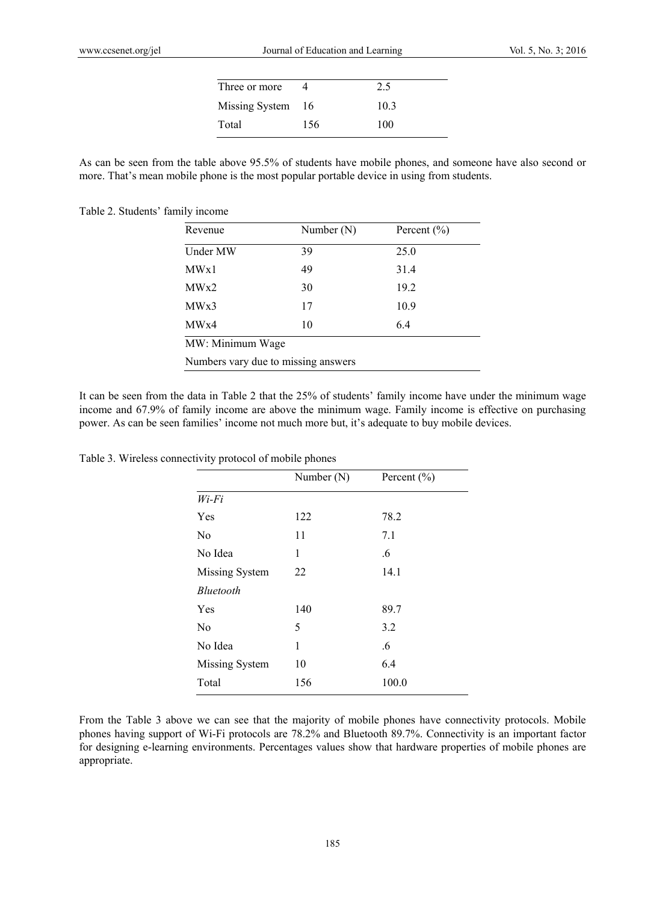| | | |
|---|---|---|
| Three or more | 4 | 2.5 |
| Missing System | 16 | 10.3 |
| Total | 156 | 100 |

As can be seen from the table above 95.5% of students have mobile phones, and someone have also second or more. That's mean mobile phone is the most popular portable device in using from students.

Table 2. Students' family income

| Revenue | Number (N) | Percent (%) |
|---|---|---|
| Under MW | 39 | 25.0 |
| MWx1 | 49 | 31.4 |
| MWx2 | 30 | 19.2 |
| MWx3 | 17 | 10.9 |
| MWx4 | 10 | 6.4 |

MW: Minimum Wage

Numbers vary due to missing answers

It can be seen from the data in Table 2 that the 25% of students' family income have under the minimum wage income and 67.9% of family income are above the minimum wage. Family income is effective on purchasing power. As can be seen families' income not much more but, it's adequate to buy mobile devices.

Table 3. Wireless connectivity protocol of mobile phones

| | Number (N) | Percent (%) |
|---|---|---|
| *Wi-Fi* | | |
| Yes | 122 | 78.2 |
| No | 11 | 7.1 |
| No Idea | 1 | .6 |
| Missing System | 22 | 14.1 |
| *Bluetooth* | | |
| Yes | 140 | 89.7 |
| No | 5 | 3.2 |
| No Idea | 1 | .6 |
| Missing System | 10 | 6.4 |
| Total | 156 | 100.0 |

From the Table 3 above we can see that the majority of mobile phones have connectivity protocols. Mobile phones having support of Wi-Fi protocols are 78.2% and Bluetooth 89.7%. Connectivity is an important factor for designing e-learning environments. Percentages values show that hardware properties of mobile phones are appropriate.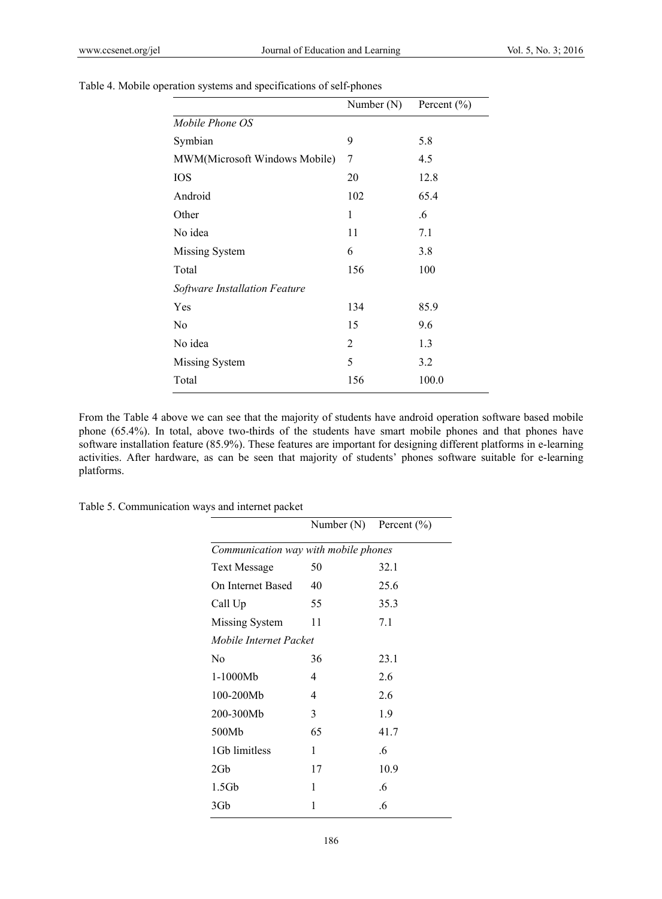Table 4. Mobile operation systems and specifications of self-phones

| | Number (N) | Percent (%) |
|---|---|---|
| *Mobile Phone OS* | | |
| Symbian | 9 | 5.8 |
| MWM(Microsoft Windows Mobile) | 7 | 4.5 |
| IOS | 20 | 12.8 |
| Android | 102 | 65.4 |
| Other | 1 | .6 |
| No idea | 11 | 7.1 |
| Missing System | 6 | 3.8 |
| Total | 156 | 100 |
| *Software Installation Feature* | | |
| Yes | 134 | 85.9 |
| No | 15 | 9.6 |
| No idea | 2 | 1.3 |
| Missing System | 5 | 3.2 |
| Total | 156 | 100.0 |

From the Table 4 above we can see that the majority of students have android operation software based mobile phone (65.4%). In total, above two-thirds of the students have smart mobile phones and that phones have software installation feature (85.9%). These features are important for designing different platforms in e-learning activities. After hardware, as can be seen that majority of students' phones software suitable for e-learning platforms.

Table 5. Communication ways and internet packet

| | Number (N) | Percent (%) |
|---|---|---|
| *Communication way with mobile phones* | | |
| Text Message | 50 | 32.1 |
| On Internet Based | 40 | 25.6 |
| Call Up | 55 | 35.3 |
| Missing System | 11 | 7.1 |
| *Mobile Internet Packet* | | |
| No | 36 | 23.1 |
| 1-1000Mb | 4 | 2.6 |
| 100-200Mb | 4 | 2.6 |
| 200-300Mb | 3 | 1.9 |
| 500Mb | 65 | 41.7 |
| 1Gb limitless | 1 | .6 |
| 2Gb | 17 | 10.9 |
| 1.5Gb | 1 | .6 |
| 3Gb | 1 | .6 |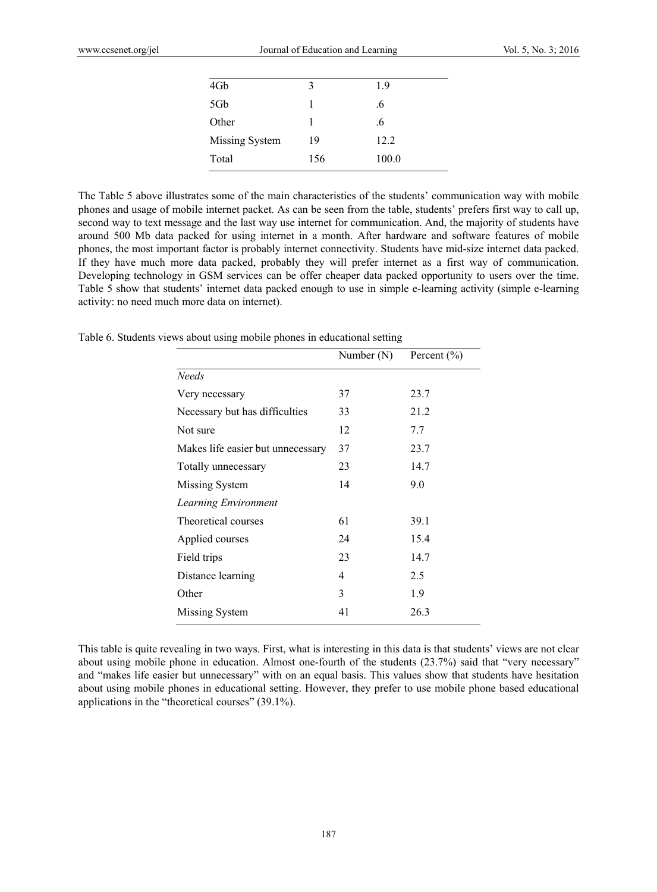| | | |
|---|---|---|
| 4Gb | 3 | 1.9 |
| 5Gb | 1 | .6 |
| Other | 1 | .6 |
| Missing System | 19 | 12.2 |
| Total | 156 | 100.0 |

The Table 5 above illustrates some of the main characteristics of the students' communication way with mobile phones and usage of mobile internet packet. As can be seen from the table, students' prefers first way to call up, second way to text message and the last way use internet for communication. And, the majority of students have around 500 Mb data packed for using internet in a month. After hardware and software features of mobile phones, the most important factor is probably internet connectivity. Students have mid-size internet data packed. If they have much more data packed, probably they will prefer internet as a first way of communication. Developing technology in GSM services can be offer cheaper data packed opportunity to users over the time. Table 5 show that students' internet data packed enough to use in simple e-learning activity (simple e-learning activity: no need much more data on internet).

Table 6. Students views about using mobile phones in educational setting

| | Number (N) | Percent (%) |
|---|---|---|
| *Needs* | | |
| Very necessary | 37 | 23.7 |
| Necessary but has difficulties | 33 | 21.2 |
| Not sure | 12 | 7.7 |
| Makes life easier but unnecessary | 37 | 23.7 |
| Totally unnecessary | 23 | 14.7 |
| Missing System | 14 | 9.0 |
| *Learning Environment* | | |
| Theoretical courses | 61 | 39.1 |
| Applied courses | 24 | 15.4 |
| Field trips | 23 | 14.7 |
| Distance learning | 4 | 2.5 |
| Other | 3 | 1.9 |
| Missing System | 41 | 26.3 |

This table is quite revealing in two ways. First, what is interesting in this data is that students' views are not clear about using mobile phone in education. Almost one-fourth of the students (23.7%) said that "very necessary" and "makes life easier but unnecessary" with on an equal basis. This values show that students have hesitation about using mobile phones in educational setting. However, they prefer to use mobile phone based educational applications in the "theoretical courses" (39.1%).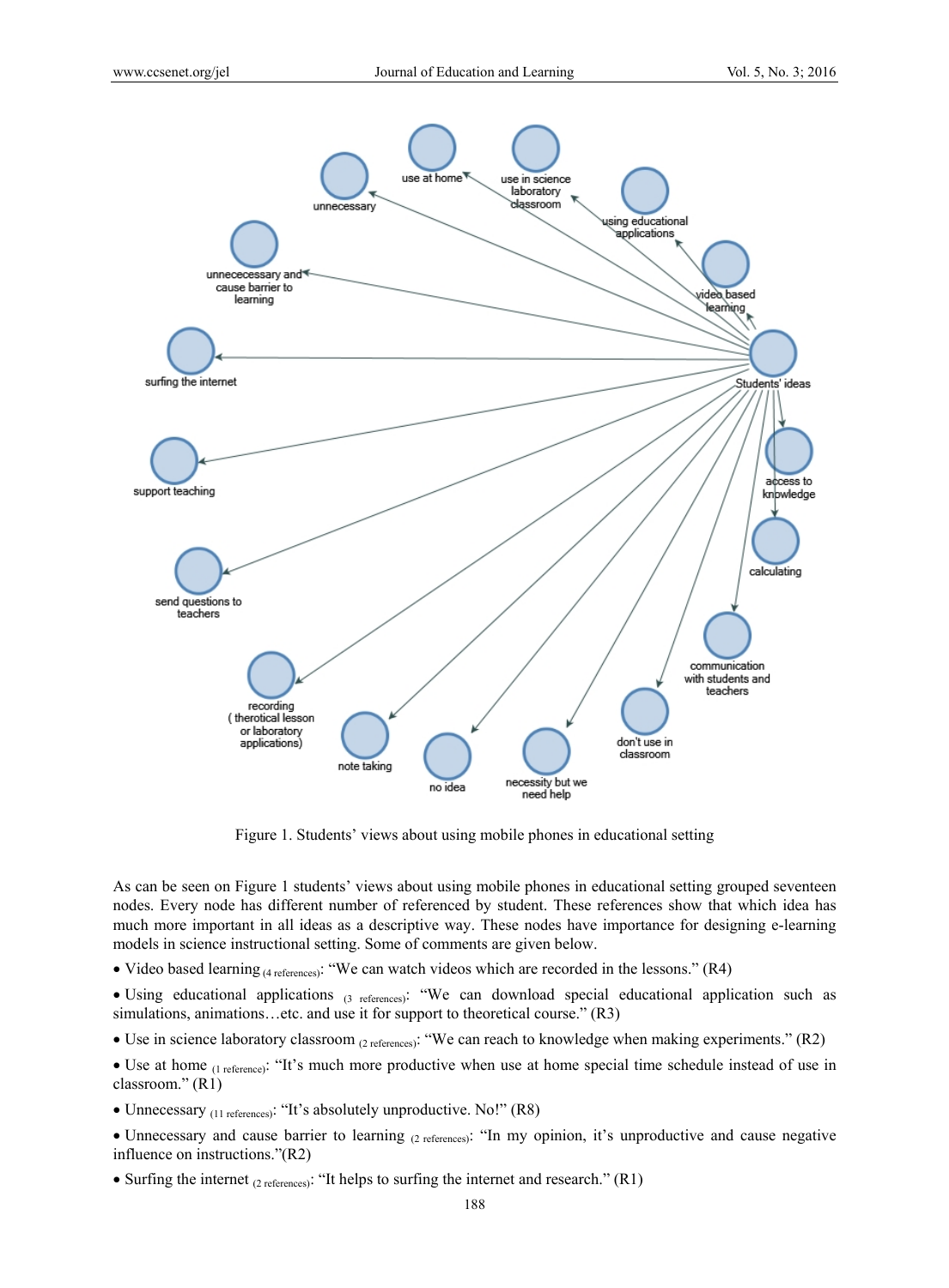Figure 1. Students' views about using mobile phones in educational setting

As can be seen on Figure 1 students' views about using mobile phones in educational setting grouped seventeen nodes. Every node has different number of referenced by student. These references show that which idea has much more important in all ideas as a descriptive way. These nodes have importance for designing e-learning models in science instructional setting. Some of comments are given below.

- Video based learning $_{(4\ references)}$: "We can watch videos which are recorded in the lessons." (R4)
- Using educational applications $_{(3\ references)}$: "We can download special educational application such as simulations, animations…etc. and use it for support to theoretical course." (R3)
- Use in science laboratory classroom $_{(2\ references)}$: "We can reach to knowledge when making experiments." (R2)
- Use at home $_{(1\ reference)}$: "It's much more productive when use at home special time schedule instead of use in classroom." (R1)
- Unnecessary $_{(11\ references)}$: "It's absolutely unproductive. No!" (R8)
- Unnecessary and cause barrier to learning $_{(2\ references)}$: "In my opinion, it's unproductive and cause negative influence on instructions."(R2)
- Surfing the internet $_{(2\ references)}$: "It helps to surfing the internet and research." (R1)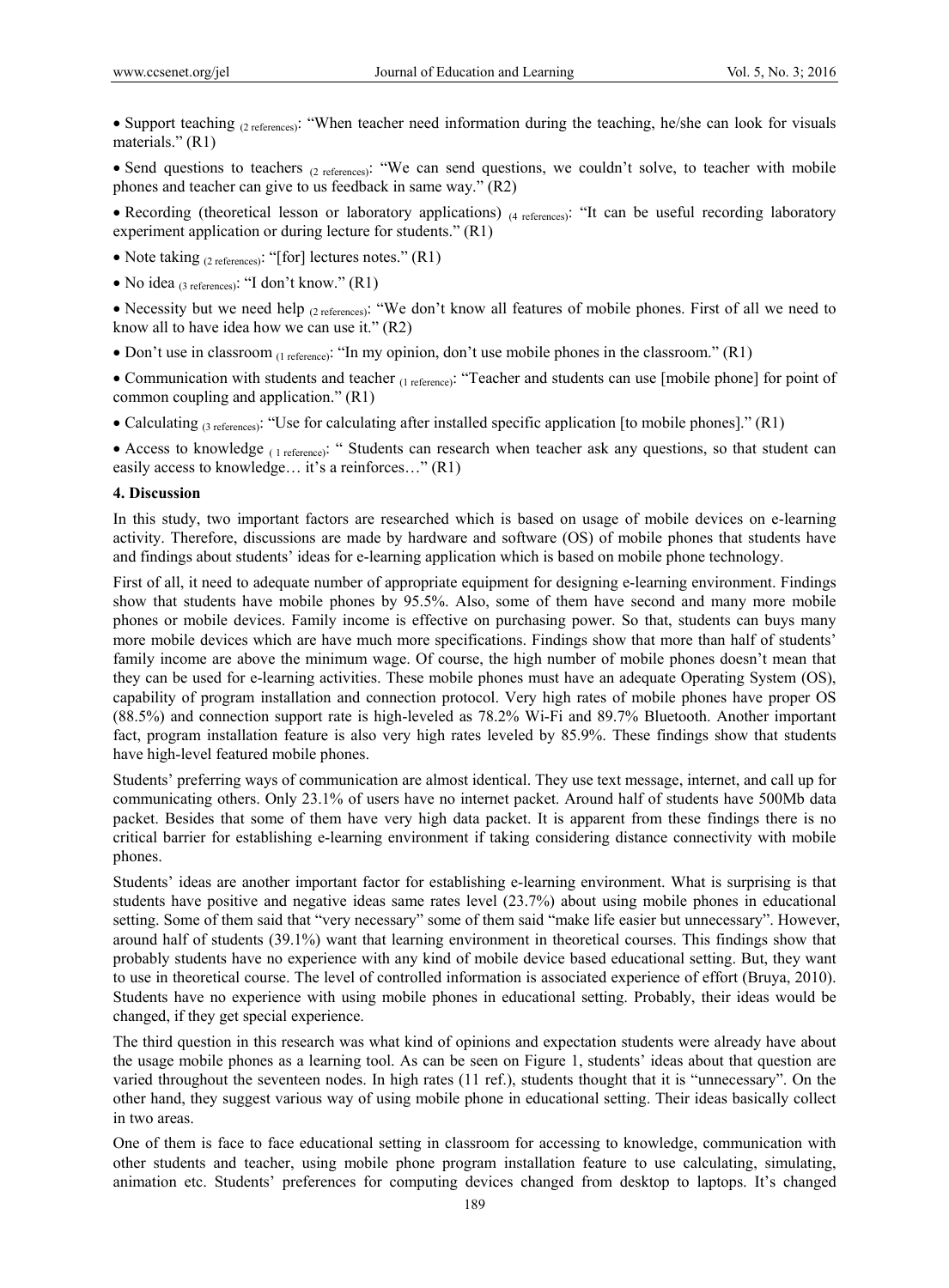- Support teaching $_{(2\ references)}$: "When teacher need information during the teaching, he/she can look for visuals materials." (R1)

- Send questions to teachers $_{(2\ references)}$: "We can send questions, we couldn't solve, to teacher with mobile phones and teacher can give to us feedback in same way." (R2)

- Recording (theoretical lesson or laboratory applications) $_{(4\ references)}$: "It can be useful recording laboratory experiment application or during lecture for students." (R1)

- Note taking $_{(2\ references)}$: "[for] lectures notes." (R1)

- No idea $_{(3\ references)}$: "I don't know." (R1)

- Necessity but we need help $_{(2\ references)}$: "We don't know all features of mobile phones. First of all we need to know all to have idea how we can use it." (R2)

- Don't use in classroom $_{(1\ reference)}$: "In my opinion, don't use mobile phones in the classroom." (R1)

- Communication with students and teacher $_{(1\ reference)}$: "Teacher and students can use [mobile phone] for point of common coupling and application." (R1)

- Calculating $_{(3\ references)}$: "Use for calculating after installed specific application [to mobile phones]." (R1)

- Access to knowledge $_{(1\ reference)}$: " Students can research when teacher ask any questions, so that student can easily access to knowledge… it's a reinforces…" (R1)

## 4. Discussion

In this study, two important factors are researched which is based on usage of mobile devices on e-learning activity. Therefore, discussions are made by hardware and software (OS) of mobile phones that students have and findings about students' ideas for e-learning application which is based on mobile phone technology.

First of all, it need to adequate number of appropriate equipment for designing e-learning environment. Findings show that students have mobile phones by 95.5%. Also, some of them have second and many more mobile phones or mobile devices. Family income is effective on purchasing power. So that, students can buys many more mobile devices which are have much more specifications. Findings show that more than half of students' family income are above the minimum wage. Of course, the high number of mobile phones doesn't mean that they can be used for e-learning activities. These mobile phones must have an adequate Operating System (OS), capability of program installation and connection protocol. Very high rates of mobile phones have proper OS (88.5%) and connection support rate is high-leveled as 78.2% Wi-Fi and 89.7% Bluetooth. Another important fact, program installation feature is also very high rates leveled by 85.9%. These findings show that students have high-level featured mobile phones.

Students' preferring ways of communication are almost identical. They use text message, internet, and call up for communicating others. Only 23.1% of users have no internet packet. Around half of students have 500Mb data packet. Besides that some of them have very high data packet. It is apparent from these findings there is no critical barrier for establishing e-learning environment if taking considering distance connectivity with mobile phones.

Students' ideas are another important factor for establishing e-learning environment. What is surprising is that students have positive and negative ideas same rates level (23.7%) about using mobile phones in educational setting. Some of them said that "very necessary" some of them said "make life easier but unnecessary". However, around half of students (39.1%) want that learning environment in theoretical courses. This findings show that probably students have no experience with any kind of mobile device based educational setting. But, they want to use in theoretical course. The level of controlled information is associated experience of effort (Bruya, 2010). Students have no experience with using mobile phones in educational setting. Probably, their ideas would be changed, if they get special experience.

The third question in this research was what kind of opinions and expectation students were already have about the usage mobile phones as a learning tool. As can be seen on Figure 1, students' ideas about that question are varied throughout the seventeen nodes. In high rates (11 ref.), students thought that it is "unnecessary". On the other hand, they suggest various way of using mobile phone in educational setting. Their ideas basically collect in two areas.

One of them is face to face educational setting in classroom for accessing to knowledge, communication with other students and teacher, using mobile phone program installation feature to use calculating, simulating, animation etc. Students' preferences for computing devices changed from desktop to laptops. It's changed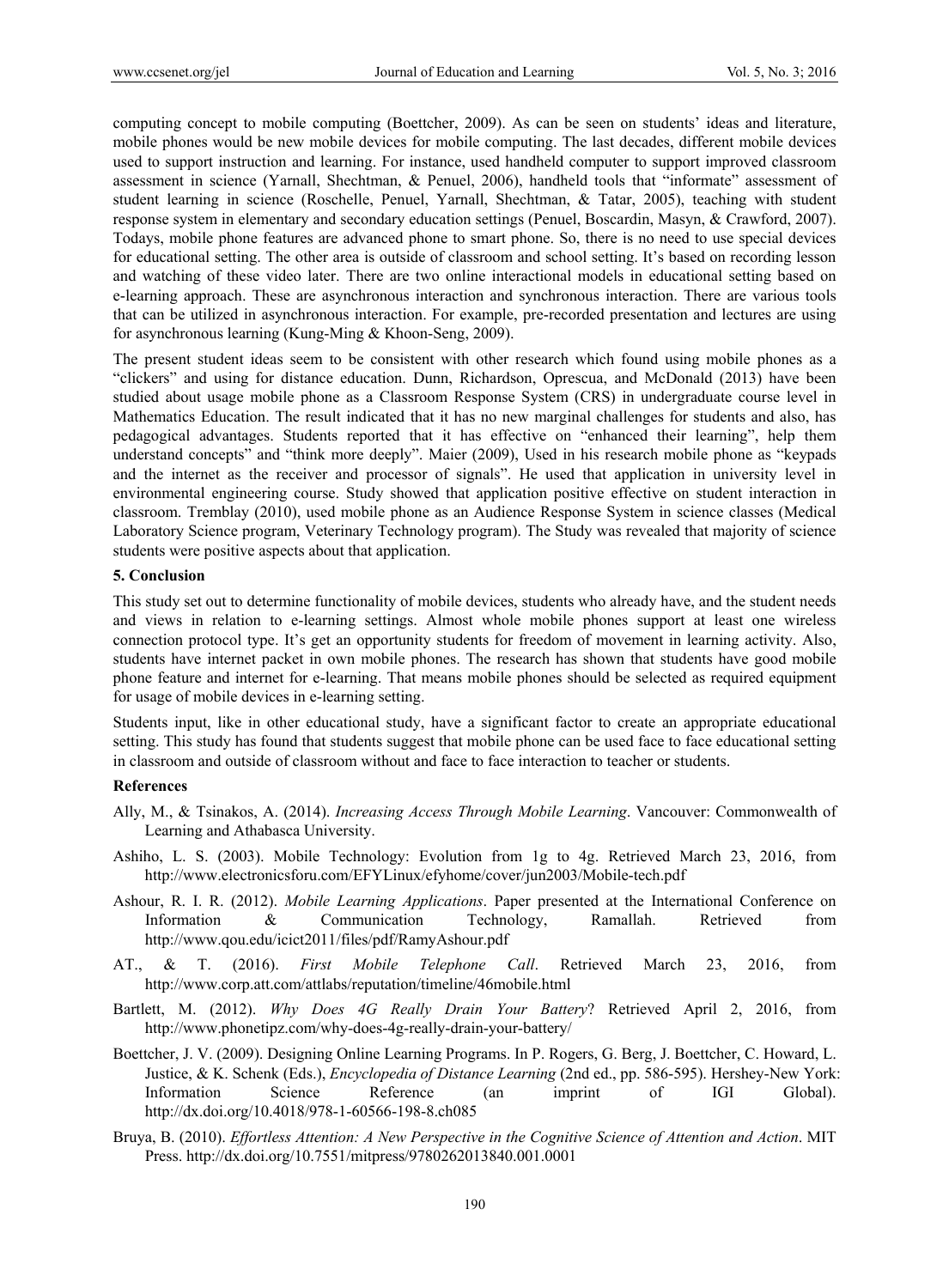computing concept to mobile computing (Boettcher, 2009). As can be seen on students' ideas and literature, mobile phones would be new mobile devices for mobile computing. The last decades, different mobile devices used to support instruction and learning. For instance, used handheld computer to support improved classroom assessment in science (Yarnall, Shechtman, & Penuel, 2006), handheld tools that "informate" assessment of student learning in science (Roschelle, Penuel, Yarnall, Shechtman, & Tatar, 2005), teaching with student response system in elementary and secondary education settings (Penuel, Boscardin, Masyn, & Crawford, 2007). Todays, mobile phone features are advanced phone to smart phone. So, there is no need to use special devices for educational setting. The other area is outside of classroom and school setting. It's based on recording lesson and watching of these video later. There are two online interactional models in educational setting based on e-learning approach. These are asynchronous interaction and synchronous interaction. There are various tools that can be utilized in asynchronous interaction. For example, pre-recorded presentation and lectures are using for asynchronous learning (Kung-Ming & Khoon-Seng, 2009).

The present student ideas seem to be consistent with other research which found using mobile phones as a "clickers" and using for distance education. Dunn, Richardson, Oprescua, and McDonald (2013) have been studied about usage mobile phone as a Classroom Response System (CRS) in undergraduate course level in Mathematics Education. The result indicated that it has no new marginal challenges for students and also, has pedagogical advantages. Students reported that it has effective on "enhanced their learning", help them understand concepts" and "think more deeply". Maier (2009), Used in his research mobile phone as "keypads and the internet as the receiver and processor of signals". He used that application in university level in environmental engineering course. Study showed that application positive effective on student interaction in classroom. Tremblay (2010), used mobile phone as an Audience Response System in science classes (Medical Laboratory Science program, Veterinary Technology program). The Study was revealed that majority of science students were positive aspects about that application.

### 5. Conclusion

This study set out to determine functionality of mobile devices, students who already have, and the student needs and views in relation to e-learning settings. Almost whole mobile phones support at least one wireless connection protocol type. It's get an opportunity students for freedom of movement in learning activity. Also, students have internet packet in own mobile phones. The research has shown that students have good mobile phone feature and internet for e-learning. That means mobile phones should be selected as required equipment for usage of mobile devices in e-learning setting.

Students input, like in other educational study, have a significant factor to create an appropriate educational setting. This study has found that students suggest that mobile phone can be used face to face educational setting in classroom and outside of classroom without and face to face interaction to teacher or students.

### References

Ally, M., & Tsinakos, A. (2014). *Increasing Access Through Mobile Learning*. Vancouver: Commonwealth of Learning and Athabasca University.

Ashiho, L. S. (2003). Mobile Technology: Evolution from 1g to 4g. Retrieved March 23, 2016, from http://www.electronicsforu.com/EFYLinux/efyhome/cover/jun2003/Mobile-tech.pdf

Ashour, R. I. R. (2012). *Mobile Learning Applications*. Paper presented at the International Conference on Information & Communication Technology, Ramallah. Retrieved from http://www.qou.edu/icict2011/files/pdf/RamyAshour.pdf

AT., & T. (2016). *First Mobile Telephone Call*. Retrieved March 23, 2016, from http://www.corp.att.com/attlabs/reputation/timeline/46mobile.html

Bartlett, M. (2012). *Why Does 4G Really Drain Your Battery*? Retrieved April 2, 2016, from http://www.phonetipz.com/why-does-4g-really-drain-your-battery/

Boettcher, J. V. (2009). Designing Online Learning Programs. In P. Rogers, G. Berg, J. Boettcher, C. Howard, L. Justice, & K. Schenk (Eds.), *Encyclopedia of Distance Learning* (2nd ed., pp. 586-595). Hershey-New York: Information Science Reference (an imprint of IGI Global). http://dx.doi.org/10.4018/978-1-60566-198-8.ch085

Bruya, B. (2010). *Effortless Attention: A New Perspective in the Cognitive Science of Attention and Action*. MIT Press. http://dx.doi.org/10.7551/mitpress/9780262013840.001.0001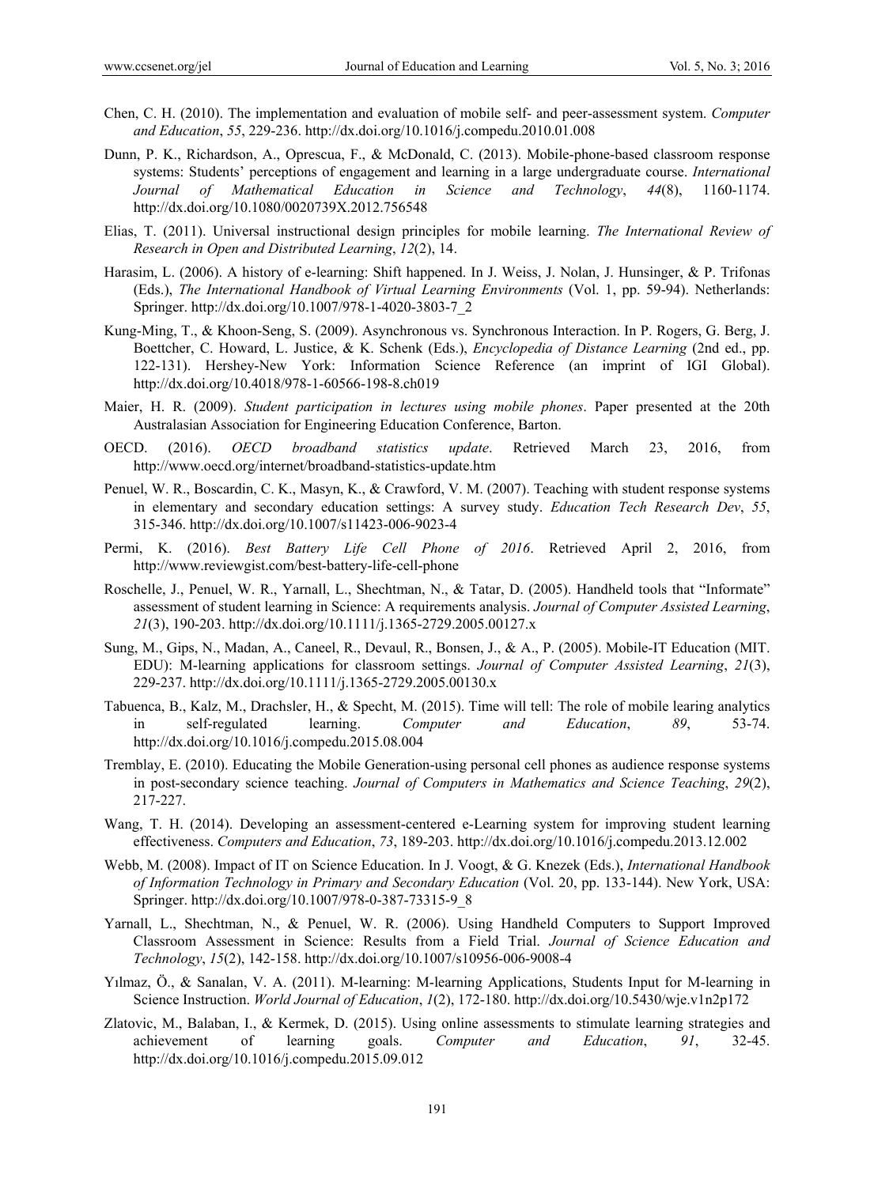Chen, C. H. (2010). The implementation and evaluation of mobile self- and peer-assessment system. *Computer and Education*, *55*, 229-236. http://dx.doi.org/10.1016/j.compedu.2010.01.008

Dunn, P. K., Richardson, A., Oprescua, F., & McDonald, C. (2013). Mobile-phone-based classroom response systems: Students' perceptions of engagement and learning in a large undergraduate course. *International Journal of Mathematical Education in Science and Technology*, *44*(8), 1160-1174. http://dx.doi.org/10.1080/0020739X.2012.756548

Elias, T. (2011). Universal instructional design principles for mobile learning. *The International Review of Research in Open and Distributed Learning*, *12*(2), 14.

Harasim, L. (2006). A history of e-learning: Shift happened. In J. Weiss, J. Nolan, J. Hunsinger, & P. Trifonas (Eds.), *The International Handbook of Virtual Learning Environments* (Vol. 1, pp. 59-94). Netherlands: Springer. http://dx.doi.org/10.1007/978-1-4020-3803-7_2

Kung-Ming, T., & Khoon-Seng, S. (2009). Asynchronous vs. Synchronous Interaction. In P. Rogers, G. Berg, J. Boettcher, C. Howard, L. Justice, & K. Schenk (Eds.), *Encyclopedia of Distance Learning* (2nd ed., pp. 122-131). Hershey-New York: Information Science Reference (an imprint of IGI Global). http://dx.doi.org/10.4018/978-1-60566-198-8.ch019

Maier, H. R. (2009). *Student participation in lectures using mobile phones*. Paper presented at the 20th Australasian Association for Engineering Education Conference, Barton.

OECD. (2016). *OECD broadband statistics update*. Retrieved March 23, 2016, from http://www.oecd.org/internet/broadband-statistics-update.htm

Penuel, W. R., Boscardin, C. K., Masyn, K., & Crawford, V. M. (2007). Teaching with student response systems in elementary and secondary education settings: A survey study. *Education Tech Research Dev*, *55*, 315-346. http://dx.doi.org/10.1007/s11423-006-9023-4

Permi, K. (2016). *Best Battery Life Cell Phone of 2016*. Retrieved April 2, 2016, from http://www.reviewgist.com/best-battery-life-cell-phone

Roschelle, J., Penuel, W. R., Yarnall, L., Shechtman, N., & Tatar, D. (2005). Handheld tools that "Informate" assessment of student learning in Science: A requirements analysis. *Journal of Computer Assisted Learning*, *21*(3), 190-203. http://dx.doi.org/10.1111/j.1365-2729.2005.00127.x

Sung, M., Gips, N., Madan, A., Caneel, R., Devaul, R., Bonsen, J., & A., P. (2005). Mobile-IT Education (MIT. EDU): M-learning applications for classroom settings. *Journal of Computer Assisted Learning*, *21*(3), 229-237. http://dx.doi.org/10.1111/j.1365-2729.2005.00130.x

Tabuenca, B., Kalz, M., Drachsler, H., & Specht, M. (2015). Time will tell: The role of mobile learing analytics in self-regulated learning. *Computer and Education*, *89*, 53-74. http://dx.doi.org/10.1016/j.compedu.2015.08.004

Tremblay, E. (2010). Educating the Mobile Generation-using personal cell phones as audience response systems in post-secondary science teaching. *Journal of Computers in Mathematics and Science Teaching*, *29*(2), 217-227.

Wang, T. H. (2014). Developing an assessment-centered e-Learning system for improving student learning effectiveness. *Computers and Education*, *73*, 189-203. http://dx.doi.org/10.1016/j.compedu.2013.12.002

Webb, M. (2008). Impact of IT on Science Education. In J. Voogt, & G. Knezek (Eds.), *International Handbook of Information Technology in Primary and Secondary Education* (Vol. 20, pp. 133-144). New York, USA: Springer. http://dx.doi.org/10.1007/978-0-387-73315-9_8

Yarnall, L., Shechtman, N., & Penuel, W. R. (2006). Using Handheld Computers to Support Improved Classroom Assessment in Science: Results from a Field Trial. *Journal of Science Education and Technology*, *15*(2), 142-158. http://dx.doi.org/10.1007/s10956-006-9008-4

Yılmaz, Ö., & Sanalan, V. A. (2011). M-learning: M-learning Applications, Students Input for M-learning in Science Instruction. *World Journal of Education*, *1*(2), 172-180. http://dx.doi.org/10.5430/wje.v1n2p172

Zlatovic, M., Balaban, I., & Kermek, D. (2015). Using online assessments to stimulate learning strategies and achievement of learning goals. *Computer and Education*, *91*, 32-45. http://dx.doi.org/10.1016/j.compedu.2015.09.012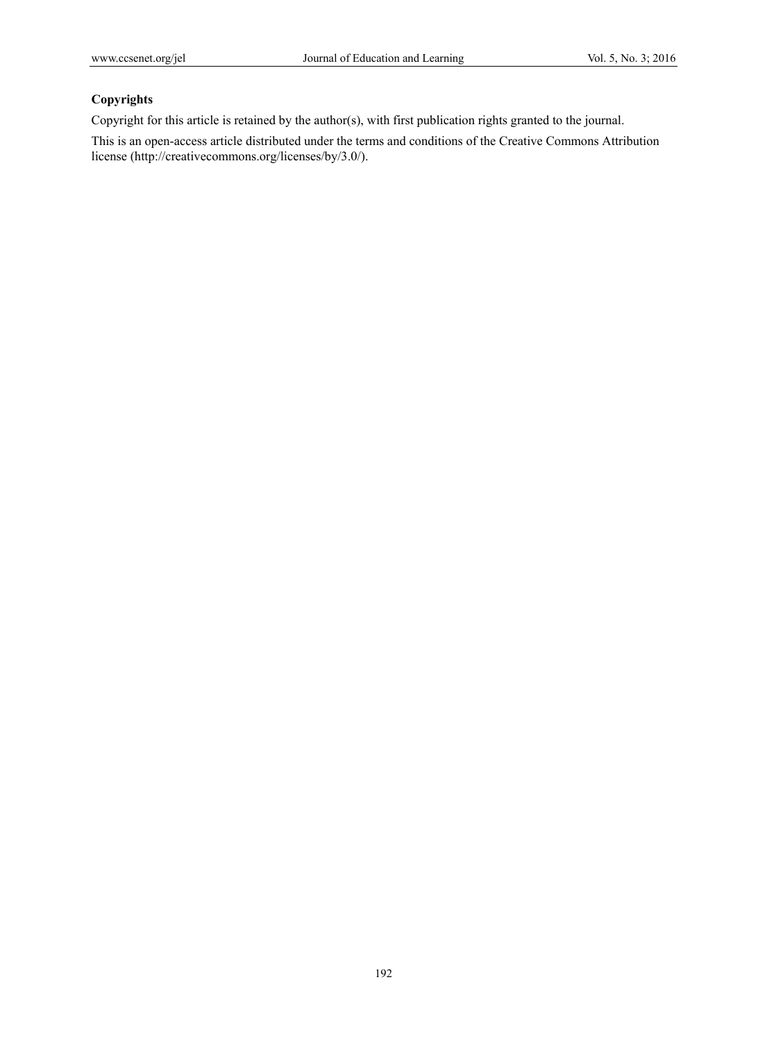**Copyrights**

Copyright for this article is retained by the author(s), with first publication rights granted to the journal.

This is an open-access article distributed under the terms and conditions of the Creative Commons Attribution license (http://creativecommons.org/licenses/by/3.0/).